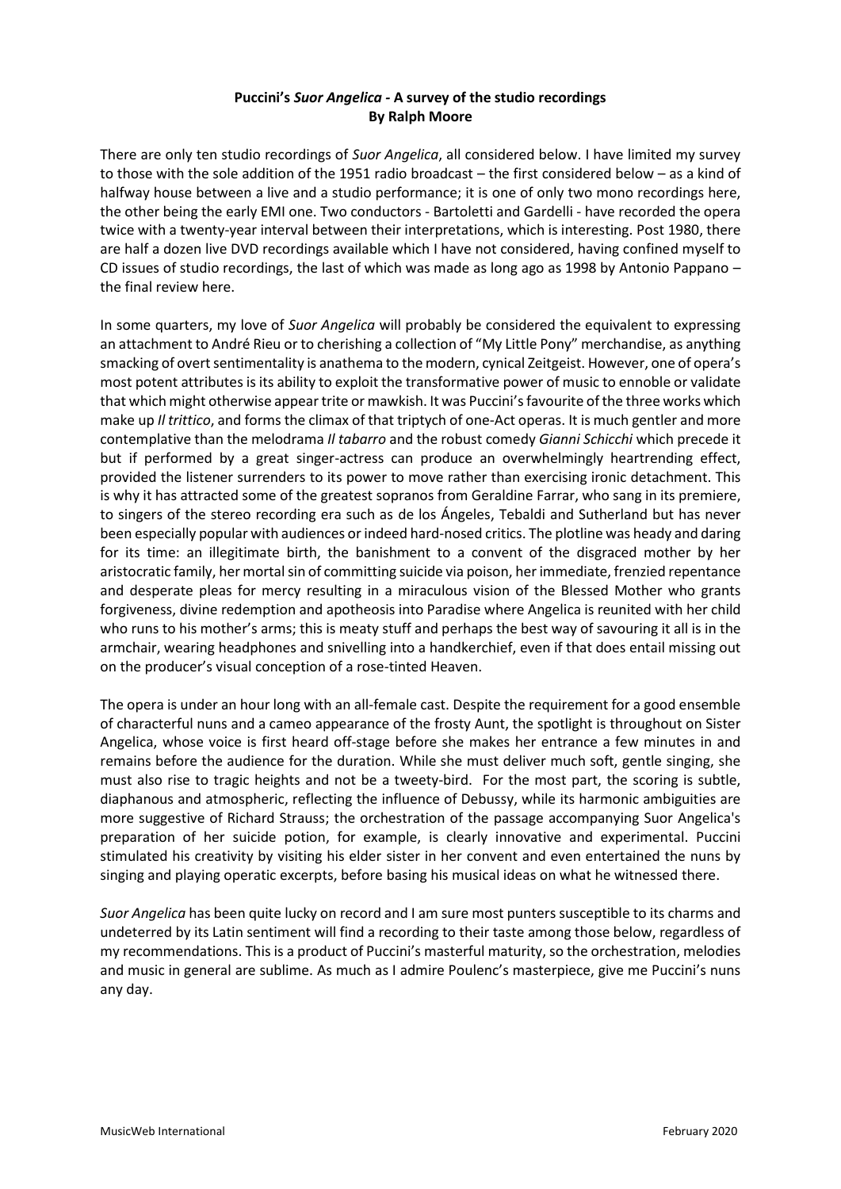**Puccini's *Suor Angelica* - A survey of the studio recordings**
**By Ralph Moore**

There are only ten studio recordings of *Suor Angelica*, all considered below. I have limited my survey to those with the sole addition of the 1951 radio broadcast – the first considered below – as a kind of halfway house between a live and a studio performance; it is one of only two mono recordings here, the other being the early EMI one. Two conductors - Bartoletti and Gardelli - have recorded the opera twice with a twenty-year interval between their interpretations, which is interesting. Post 1980, there are half a dozen live DVD recordings available which I have not considered, having confined myself to CD issues of studio recordings, the last of which was made as long ago as 1998 by Antonio Pappano – the final review here.

In some quarters, my love of *Suor Angelica* will probably be considered the equivalent to expressing an attachment to André Rieu or to cherishing a collection of "My Little Pony" merchandise, as anything smacking of overt sentimentality is anathema to the modern, cynical Zeitgeist. However, one of opera's most potent attributes is its ability to exploit the transformative power of music to ennoble or validate that which might otherwise appear trite or mawkish. It was Puccini's favourite of the three works which make up *Il trittico*, and forms the climax of that triptych of one-Act operas. It is much gentler and more contemplative than the melodrama *Il tabarro* and the robust comedy *Gianni Schicchi* which precede it but if performed by a great singer-actress can produce an overwhelmingly heartrending effect, provided the listener surrenders to its power to move rather than exercising ironic detachment. This is why it has attracted some of the greatest sopranos from Geraldine Farrar, who sang in its premiere, to singers of the stereo recording era such as de los Ángeles, Tebaldi and Sutherland but has never been especially popular with audiences or indeed hard-nosed critics. The plotline was heady and daring for its time: an illegitimate birth, the banishment to a convent of the disgraced mother by her aristocratic family, her mortal sin of committing suicide via poison, her immediate, frenzied repentance and desperate pleas for mercy resulting in a miraculous vision of the Blessed Mother who grants forgiveness, divine redemption and apotheosis into Paradise where Angelica is reunited with her child who runs to his mother's arms; this is meaty stuff and perhaps the best way of savouring it all is in the armchair, wearing headphones and snivelling into a handkerchief, even if that does entail missing out on the producer's visual conception of a rose-tinted Heaven.

The opera is under an hour long with an all-female cast. Despite the requirement for a good ensemble of characterful nuns and a cameo appearance of the frosty Aunt, the spotlight is throughout on Sister Angelica, whose voice is first heard off-stage before she makes her entrance a few minutes in and remains before the audience for the duration. While she must deliver much soft, gentle singing, she must also rise to tragic heights and not be a tweety-bird. For the most part, the scoring is subtle, diaphanous and atmospheric, reflecting the influence of Debussy, while its harmonic ambiguities are more suggestive of Richard Strauss; the orchestration of the passage accompanying Suor Angelica's preparation of her suicide potion, for example, is clearly innovative and experimental. Puccini stimulated his creativity by visiting his elder sister in her convent and even entertained the nuns by singing and playing operatic excerpts, before basing his musical ideas on what he witnessed there.

*Suor Angelica* has been quite lucky on record and I am sure most punters susceptible to its charms and undeterred by its Latin sentiment will find a recording to their taste among those below, regardless of my recommendations. This is a product of Puccini's masterful maturity, so the orchestration, melodies and music in general are sublime. As much as I admire Poulenc's masterpiece, give me Puccini's nuns any day.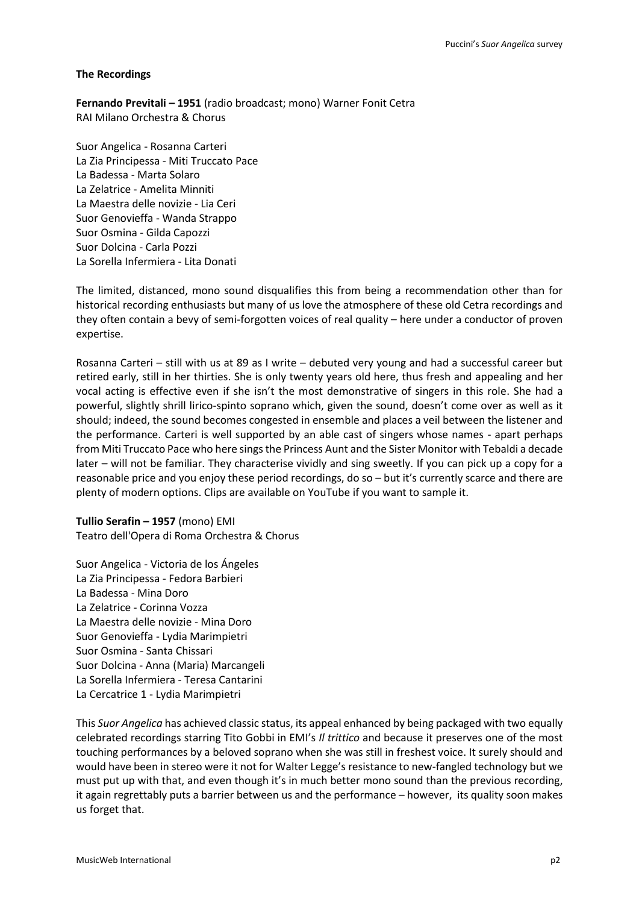**The Recordings**

**Fernando Previtali – 1951** (radio broadcast; mono) Warner Fonit Cetra
RAI Milano Orchestra & Chorus

Suor Angelica - Rosanna Carteri
La Zia Principessa - Miti Truccato Pace
La Badessa - Marta Solaro
La Zelatrice - Amelita Minniti
La Maestra delle novizie - Lia Ceri
Suor Genovieffa - Wanda Strappo
Suor Osmina - Gilda Capozzi
Suor Dolcina - Carla Pozzi
La Sorella Infermiera - Lita Donati

The limited, distanced, mono sound disqualifies this from being a recommendation other than for historical recording enthusiasts but many of us love the atmosphere of these old Cetra recordings and they often contain a bevy of semi-forgotten voices of real quality – here under a conductor of proven expertise.

Rosanna Carteri – still with us at 89 as I write – debuted very young and had a successful career but retired early, still in her thirties. She is only twenty years old here, thus fresh and appealing and her vocal acting is effective even if she isn't the most demonstrative of singers in this role. She had a powerful, slightly shrill lirico-spinto soprano which, given the sound, doesn't come over as well as it should; indeed, the sound becomes congested in ensemble and places a veil between the listener and the performance. Carteri is well supported by an able cast of singers whose names - apart perhaps from Miti Truccato Pace who here sings the Princess Aunt and the Sister Monitor with Tebaldi a decade later – will not be familiar. They characterise vividly and sing sweetly. If you can pick up a copy for a reasonable price and you enjoy these period recordings, do so – but it's currently scarce and there are plenty of modern options. Clips are available on YouTube if you want to sample it.

**Tullio Serafin – 1957** (mono) EMI
Teatro dell'Opera di Roma Orchestra & Chorus

Suor Angelica - Victoria de los Ángeles
La Zia Principessa - Fedora Barbieri
La Badessa - Mina Doro
La Zelatrice - Corinna Vozza
La Maestra delle novizie - Mina Doro
Suor Genovieffa - Lydia Marimpietri
Suor Osmina - Santa Chissari
Suor Dolcina - Anna (Maria) Marcangeli
La Sorella Infermiera - Teresa Cantarini
La Cercatrice 1 - Lydia Marimpietri

This *Suor Angelica* has achieved classic status, its appeal enhanced by being packaged with two equally celebrated recordings starring Tito Gobbi in EMI's *Il trittico* and because it preserves one of the most touching performances by a beloved soprano when she was still in freshest voice. It surely should and would have been in stereo were it not for Walter Legge's resistance to new-fangled technology but we must put up with that, and even though it's in much better mono sound than the previous recording, it again regrettably puts a barrier between us and the performance – however, its quality soon makes us forget that.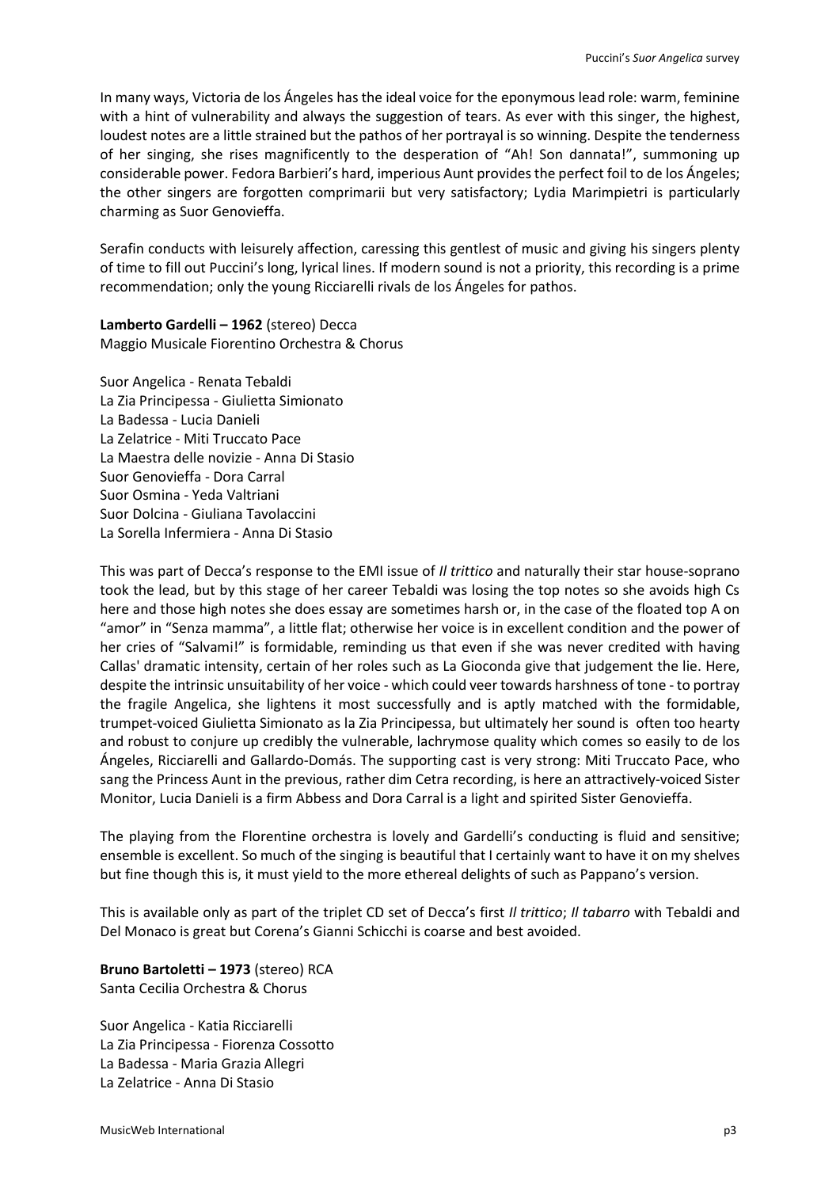In many ways, Victoria de los Ángeles has the ideal voice for the eponymous lead role: warm, feminine with a hint of vulnerability and always the suggestion of tears. As ever with this singer, the highest, loudest notes are a little strained but the pathos of her portrayal is so winning. Despite the tenderness of her singing, she rises magnificently to the desperation of "Ah! Son dannata!", summoning up considerable power. Fedora Barbieri's hard, imperious Aunt provides the perfect foil to de los Ángeles; the other singers are forgotten comprimarii but very satisfactory; Lydia Marimpietri is particularly charming as Suor Genovieffa.

Serafin conducts with leisurely affection, caressing this gentlest of music and giving his singers plenty of time to fill out Puccini's long, lyrical lines. If modern sound is not a priority, this recording is a prime recommendation; only the young Ricciarelli rivals de los Ángeles for pathos.

**Lamberto Gardelli – 1962** (stereo) Decca
Maggio Musicale Fiorentino Orchestra & Chorus

Suor Angelica - Renata Tebaldi
La Zia Principessa - Giulietta Simionato
La Badessa - Lucia Danieli
La Zelatrice - Miti Truccato Pace
La Maestra delle novizie - Anna Di Stasio
Suor Genovieffa - Dora Carral
Suor Osmina - Yeda Valtriani
Suor Dolcina - Giuliana Tavolaccini
La Sorella Infermiera - Anna Di Stasio

This was part of Decca's response to the EMI issue of *Il trittico* and naturally their star house-soprano took the lead, but by this stage of her career Tebaldi was losing the top notes so she avoids high Cs here and those high notes she does essay are sometimes harsh or, in the case of the floated top A on "amor" in "Senza mamma", a little flat; otherwise her voice is in excellent condition and the power of her cries of "Salvami!" is formidable, reminding us that even if she was never credited with having Callas' dramatic intensity, certain of her roles such as La Gioconda give that judgement the lie. Here, despite the intrinsic unsuitability of her voice - which could veer towards harshness of tone - to portray the fragile Angelica, she lightens it most successfully and is aptly matched with the formidable, trumpet-voiced Giulietta Simionato as la Zia Principessa, but ultimately her sound is often too hearty and robust to conjure up credibly the vulnerable, lachrymose quality which comes so easily to de los Ángeles, Ricciarelli and Gallardo-Domás. The supporting cast is very strong: Miti Truccato Pace, who sang the Princess Aunt in the previous, rather dim Cetra recording, is here an attractively-voiced Sister Monitor, Lucia Danieli is a firm Abbess and Dora Carral is a light and spirited Sister Genovieffa.

The playing from the Florentine orchestra is lovely and Gardelli's conducting is fluid and sensitive; ensemble is excellent. So much of the singing is beautiful that I certainly want to have it on my shelves but fine though this is, it must yield to the more ethereal delights of such as Pappano's version.

This is available only as part of the triplet CD set of Decca's first *Il trittico*; *Il tabarro* with Tebaldi and Del Monaco is great but Corena's Gianni Schicchi is coarse and best avoided.

**Bruno Bartoletti – 1973** (stereo) RCA
Santa Cecilia Orchestra & Chorus

Suor Angelica - Katia Ricciarelli
La Zia Principessa - Fiorenza Cossotto
La Badessa - Maria Grazia Allegri
La Zelatrice - Anna Di Stasio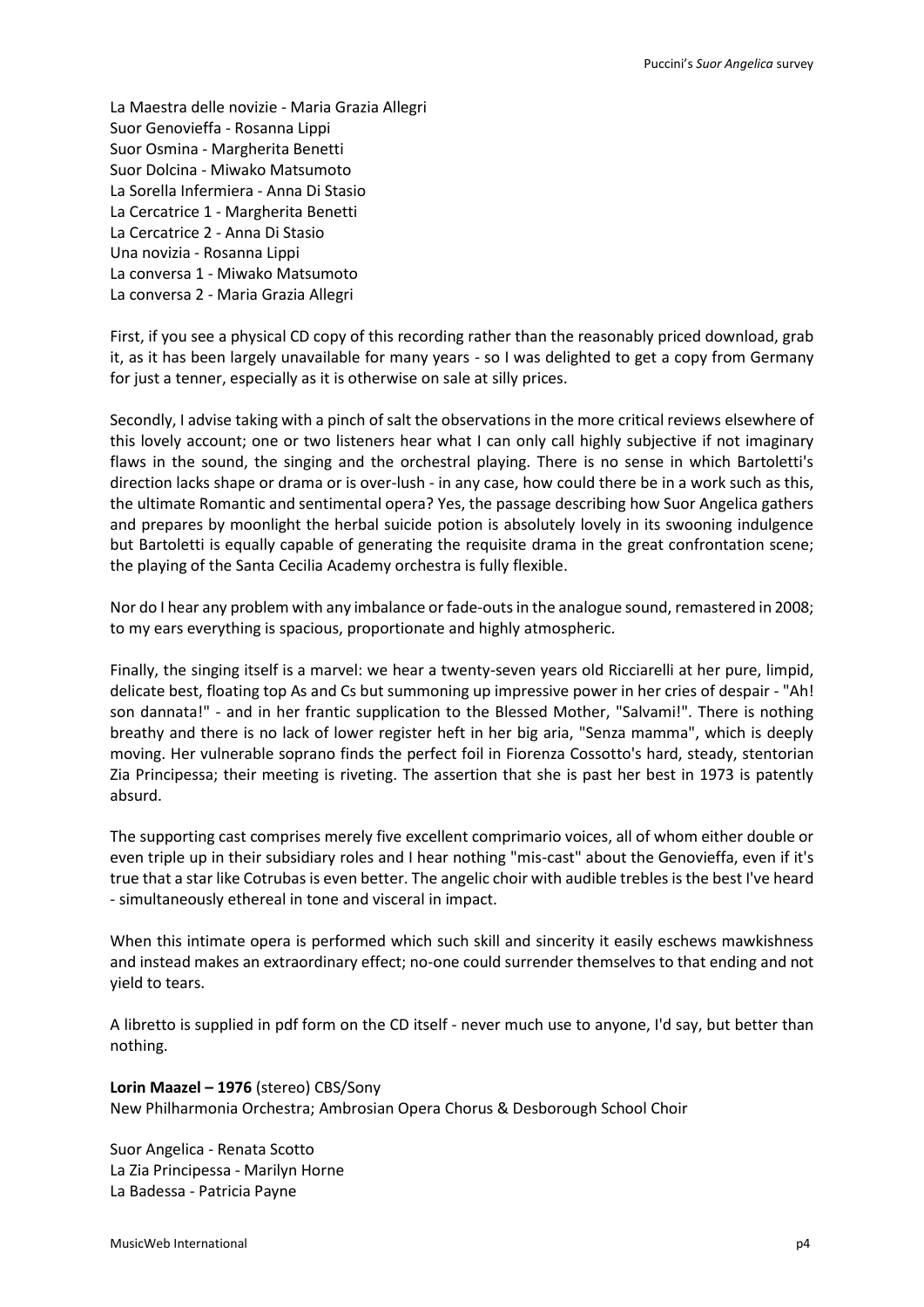La Maestra delle novizie - Maria Grazia Allegri
Suor Genovieffa - Rosanna Lippi
Suor Osmina - Margherita Benetti
Suor Dolcina - Miwako Matsumoto
La Sorella Infermiera - Anna Di Stasio
La Cercatrice 1 - Margherita Benetti
La Cercatrice 2 - Anna Di Stasio
Una novizia - Rosanna Lippi
La conversa 1 - Miwako Matsumoto
La conversa 2 - Maria Grazia Allegri

First, if you see a physical CD copy of this recording rather than the reasonably priced download, grab it, as it has been largely unavailable for many years - so I was delighted to get a copy from Germany for just a tenner, especially as it is otherwise on sale at silly prices.

Secondly, I advise taking with a pinch of salt the observations in the more critical reviews elsewhere of this lovely account; one or two listeners hear what I can only call highly subjective if not imaginary flaws in the sound, the singing and the orchestral playing. There is no sense in which Bartoletti's direction lacks shape or drama or is over-lush - in any case, how could there be in a work such as this, the ultimate Romantic and sentimental opera? Yes, the passage describing how Suor Angelica gathers and prepares by moonlight the herbal suicide potion is absolutely lovely in its swooning indulgence but Bartoletti is equally capable of generating the requisite drama in the great confrontation scene; the playing of the Santa Cecilia Academy orchestra is fully flexible.

Nor do I hear any problem with any imbalance or fade-outs in the analogue sound, remastered in 2008; to my ears everything is spacious, proportionate and highly atmospheric.

Finally, the singing itself is a marvel: we hear a twenty-seven years old Ricciarelli at her pure, limpid, delicate best, floating top As and Cs but summoning up impressive power in her cries of despair - "Ah! son dannata!" - and in her frantic supplication to the Blessed Mother, "Salvami!". There is nothing breathy and there is no lack of lower register heft in her big aria, "Senza mamma", which is deeply moving. Her vulnerable soprano finds the perfect foil in Fiorenza Cossotto's hard, steady, stentorian Zia Principessa; their meeting is riveting. The assertion that she is past her best in 1973 is patently absurd.

The supporting cast comprises merely five excellent comprimario voices, all of whom either double or even triple up in their subsidiary roles and I hear nothing "mis-cast" about the Genovieffa, even if it's true that a star like Cotrubas is even better. The angelic choir with audible trebles is the best I've heard - simultaneously ethereal in tone and visceral in impact.

When this intimate opera is performed which such skill and sincerity it easily eschews mawkishness and instead makes an extraordinary effect; no-one could surrender themselves to that ending and not yield to tears.

A libretto is supplied in pdf form on the CD itself - never much use to anyone, I'd say, but better than nothing.

**Lorin Maazel – 1976** (stereo) CBS/Sony
New Philharmonia Orchestra; Ambrosian Opera Chorus & Desborough School Choir

Suor Angelica - Renata Scotto
La Zia Principessa - Marilyn Horne
La Badessa - Patricia Payne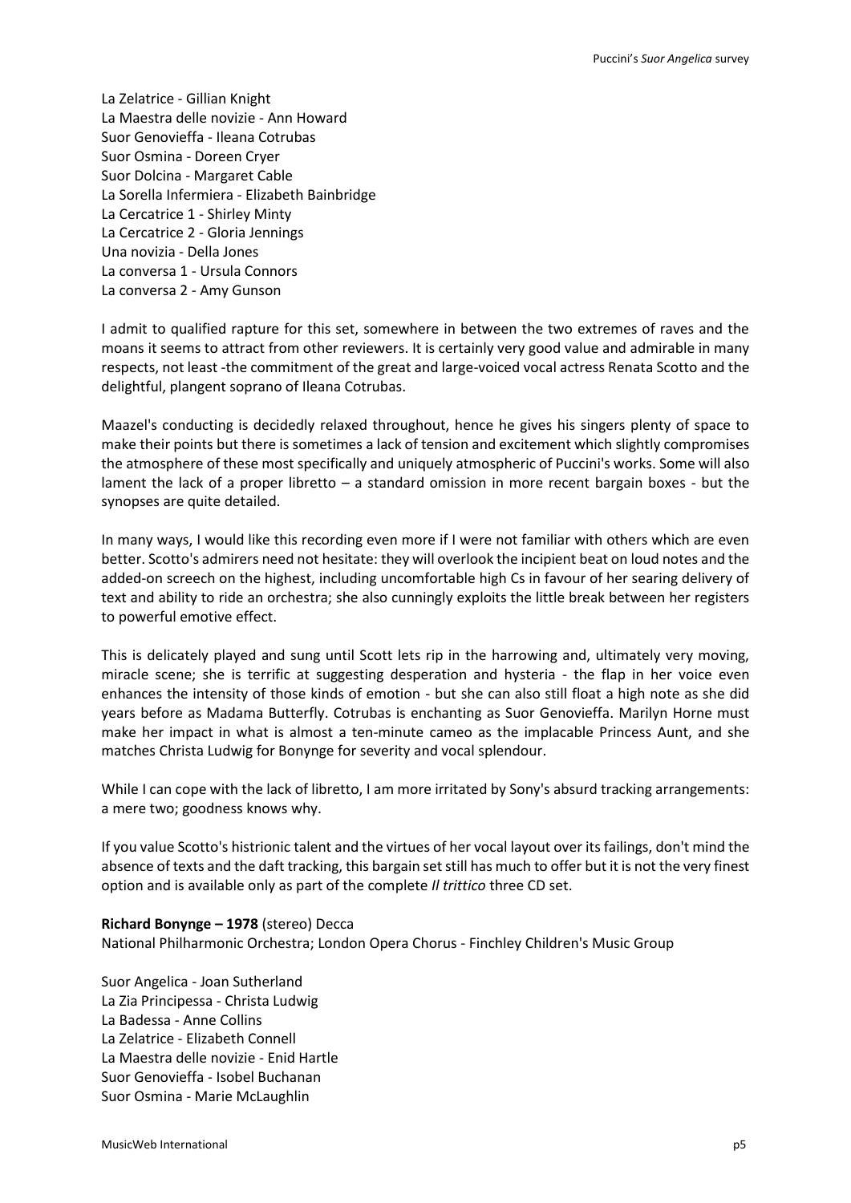La Zelatrice - Gillian Knight
La Maestra delle novizie - Ann Howard
Suor Genovieffa - Ileana Cotrubas
Suor Osmina - Doreen Cryer
Suor Dolcina - Margaret Cable
La Sorella Infermiera - Elizabeth Bainbridge
La Cercatrice 1 - Shirley Minty
La Cercatrice 2 - Gloria Jennings
Una novizia - Della Jones
La conversa 1 - Ursula Connors
La conversa 2 - Amy Gunson

I admit to qualified rapture for this set, somewhere in between the two extremes of raves and the moans it seems to attract from other reviewers. It is certainly very good value and admirable in many respects, not least -the commitment of the great and large-voiced vocal actress Renata Scotto and the delightful, plangent soprano of Ileana Cotrubas.

Maazel's conducting is decidedly relaxed throughout, hence he gives his singers plenty of space to make their points but there is sometimes a lack of tension and excitement which slightly compromises the atmosphere of these most specifically and uniquely atmospheric of Puccini's works. Some will also lament the lack of a proper libretto – a standard omission in more recent bargain boxes - but the synopses are quite detailed.

In many ways, I would like this recording even more if I were not familiar with others which are even better. Scotto's admirers need not hesitate: they will overlook the incipient beat on loud notes and the added-on screech on the highest, including uncomfortable high Cs in favour of her searing delivery of text and ability to ride an orchestra; she also cunningly exploits the little break between her registers to powerful emotive effect.

This is delicately played and sung until Scott lets rip in the harrowing and, ultimately very moving, miracle scene; she is terrific at suggesting desperation and hysteria - the flap in her voice even enhances the intensity of those kinds of emotion - but she can also still float a high note as she did years before as Madama Butterfly. Cotrubas is enchanting as Suor Genovieffa. Marilyn Horne must make her impact in what is almost a ten-minute cameo as the implacable Princess Aunt, and she matches Christa Ludwig for Bonynge for severity and vocal splendour.

While I can cope with the lack of libretto, I am more irritated by Sony's absurd tracking arrangements: a mere two; goodness knows why.

If you value Scotto's histrionic talent and the virtues of her vocal layout over its failings, don't mind the absence of texts and the daft tracking, this bargain set still has much to offer but it is not the very finest option and is available only as part of the complete *Il trittico* three CD set.

**Richard Bonynge – 1978** (stereo) Decca
National Philharmonic Orchestra; London Opera Chorus - Finchley Children's Music Group

Suor Angelica - Joan Sutherland
La Zia Principessa - Christa Ludwig
La Badessa - Anne Collins
La Zelatrice - Elizabeth Connell
La Maestra delle novizie - Enid Hartle
Suor Genovieffa - Isobel Buchanan
Suor Osmina - Marie McLaughlin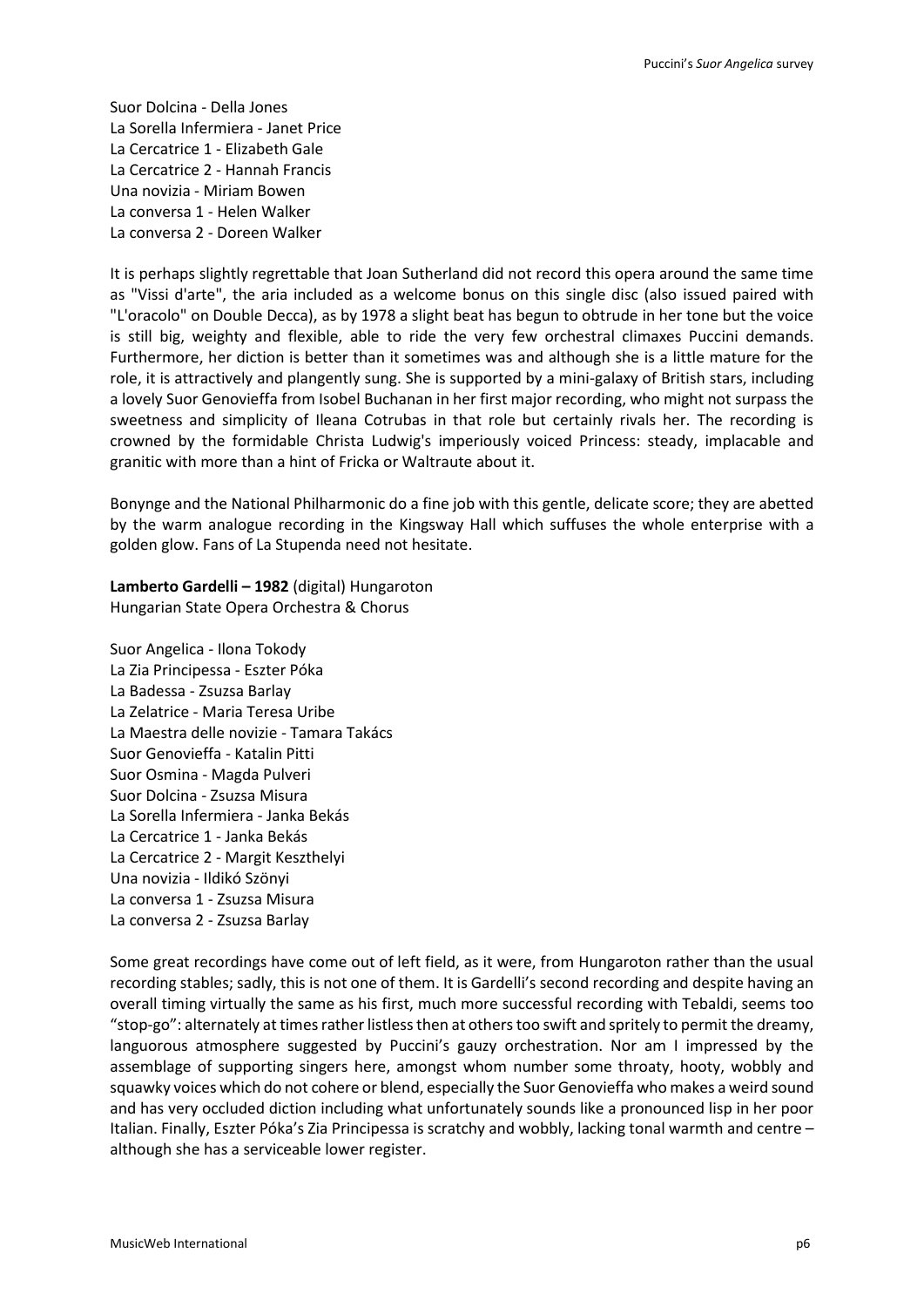Suor Dolcina - Della Jones
La Sorella Infermiera - Janet Price
La Cercatrice 1 - Elizabeth Gale
La Cercatrice 2 - Hannah Francis
Una novizia - Miriam Bowen
La conversa 1 - Helen Walker
La conversa 2 - Doreen Walker

It is perhaps slightly regrettable that Joan Sutherland did not record this opera around the same time as "Vissi d'arte", the aria included as a welcome bonus on this single disc (also issued paired with "L'oracolo" on Double Decca), as by 1978 a slight beat has begun to obtrude in her tone but the voice is still big, weighty and flexible, able to ride the very few orchestral climaxes Puccini demands. Furthermore, her diction is better than it sometimes was and although she is a little mature for the role, it is attractively and plangently sung. She is supported by a mini-galaxy of British stars, including a lovely Suor Genovieffa from Isobel Buchanan in her first major recording, who might not surpass the sweetness and simplicity of Ileana Cotrubas in that role but certainly rivals her. The recording is crowned by the formidable Christa Ludwig's imperiously voiced Princess: steady, implacable and granitic with more than a hint of Fricka or Waltraute about it.

Bonynge and the National Philharmonic do a fine job with this gentle, delicate score; they are abetted by the warm analogue recording in the Kingsway Hall which suffuses the whole enterprise with a golden glow. Fans of La Stupenda need not hesitate.

**Lamberto Gardelli – 1982** (digital) Hungaroton
Hungarian State Opera Orchestra & Chorus

Suor Angelica - Ilona Tokody
La Zia Principessa - Eszter Póka
La Badessa - Zsuzsa Barlay
La Zelatrice - Maria Teresa Uribe
La Maestra delle novizie - Tamara Takács
Suor Genovieffa - Katalin Pitti
Suor Osmina - Magda Pulveri
Suor Dolcina - Zsuzsa Misura
La Sorella Infermiera - Janka Bekás
La Cercatrice 1 - Janka Bekás
La Cercatrice 2 - Margit Keszthelyi
Una novizia - Ildikó Szönyi
La conversa 1 - Zsuzsa Misura
La conversa 2 - Zsuzsa Barlay

Some great recordings have come out of left field, as it were, from Hungaroton rather than the usual recording stables; sadly, this is not one of them. It is Gardelli's second recording and despite having an overall timing virtually the same as his first, much more successful recording with Tebaldi, seems too "stop-go": alternately at times rather listless then at others too swift and spritely to permit the dreamy, languorous atmosphere suggested by Puccini's gauzy orchestration. Nor am I impressed by the assemblage of supporting singers here, amongst whom number some throaty, hooty, wobbly and squawky voices which do not cohere or blend, especially the Suor Genovieffa who makes a weird sound and has very occluded diction including what unfortunately sounds like a pronounced lisp in her poor Italian. Finally, Eszter Póka's Zia Principessa is scratchy and wobbly, lacking tonal warmth and centre – although she has a serviceable lower register.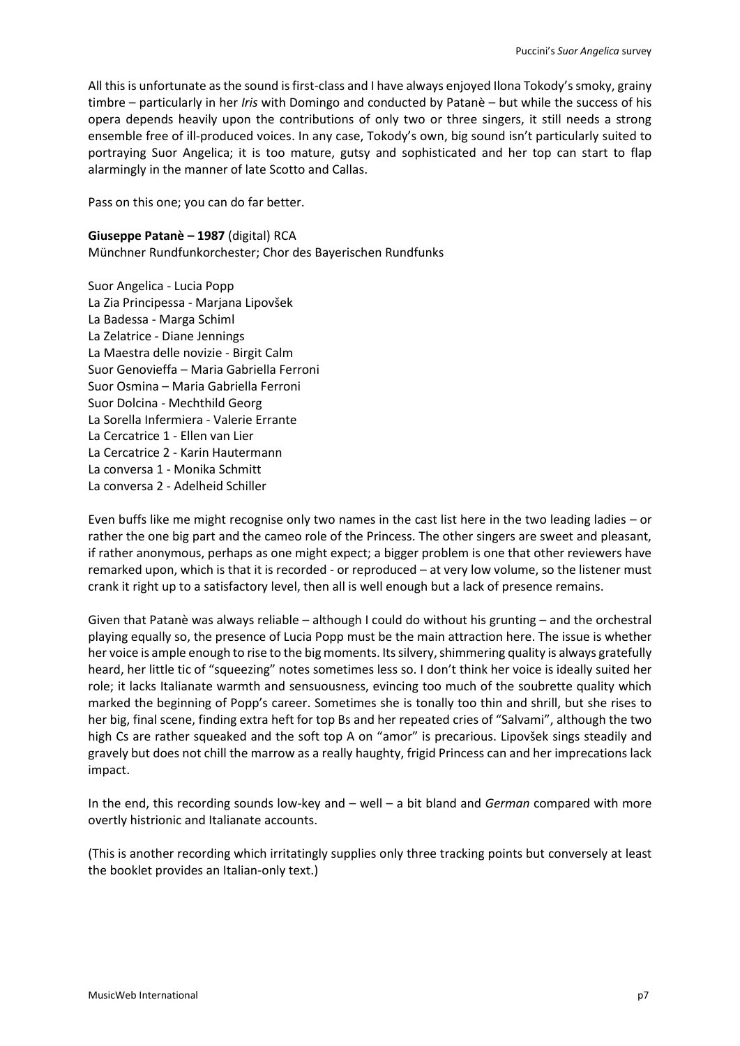All this is unfortunate as the sound is first-class and I have always enjoyed Ilona Tokody's smoky, grainy timbre – particularly in her *Iris* with Domingo and conducted by Patanè – but while the success of his opera depends heavily upon the contributions of only two or three singers, it still needs a strong ensemble free of ill-produced voices. In any case, Tokody's own, big sound isn't particularly suited to portraying Suor Angelica; it is too mature, gutsy and sophisticated and her top can start to flap alarmingly in the manner of late Scotto and Callas.

Pass on this one; you can do far better.

**Giuseppe Patanè – 1987** (digital) RCA
Münchner Rundfunkorchester; Chor des Bayerischen Rundfunks

Suor Angelica - Lucia Popp
La Zia Principessa - Marjana Lipovšek
La Badessa - Marga Schiml
La Zelatrice - Diane Jennings
La Maestra delle novizie - Birgit Calm
Suor Genovieffa – Maria Gabriella Ferroni
Suor Osmina – Maria Gabriella Ferroni
Suor Dolcina - Mechthild Georg
La Sorella Infermiera - Valerie Errante
La Cercatrice 1 - Ellen van Lier
La Cercatrice 2 - Karin Hautermann
La conversa 1 - Monika Schmitt
La conversa 2 - Adelheid Schiller

Even buffs like me might recognise only two names in the cast list here in the two leading ladies – or rather the one big part and the cameo role of the Princess. The other singers are sweet and pleasant, if rather anonymous, perhaps as one might expect; a bigger problem is one that other reviewers have remarked upon, which is that it is recorded - or reproduced – at very low volume, so the listener must crank it right up to a satisfactory level, then all is well enough but a lack of presence remains.

Given that Patanè was always reliable – although I could do without his grunting – and the orchestral playing equally so, the presence of Lucia Popp must be the main attraction here. The issue is whether her voice is ample enough to rise to the big moments. Its silvery, shimmering quality is always gratefully heard, her little tic of "squeezing" notes sometimes less so. I don't think her voice is ideally suited her role; it lacks Italianate warmth and sensuousness, evincing too much of the soubrette quality which marked the beginning of Popp's career. Sometimes she is tonally too thin and shrill, but she rises to her big, final scene, finding extra heft for top Bs and her repeated cries of "Salvami", although the two high Cs are rather squeaked and the soft top A on "amor" is precarious. Lipovšek sings steadily and gravely but does not chill the marrow as a really haughty, frigid Princess can and her imprecations lack impact.

In the end, this recording sounds low-key and – well – a bit bland and *German* compared with more overtly histrionic and Italianate accounts.

(This is another recording which irritatingly supplies only three tracking points but conversely at least the booklet provides an Italian-only text.)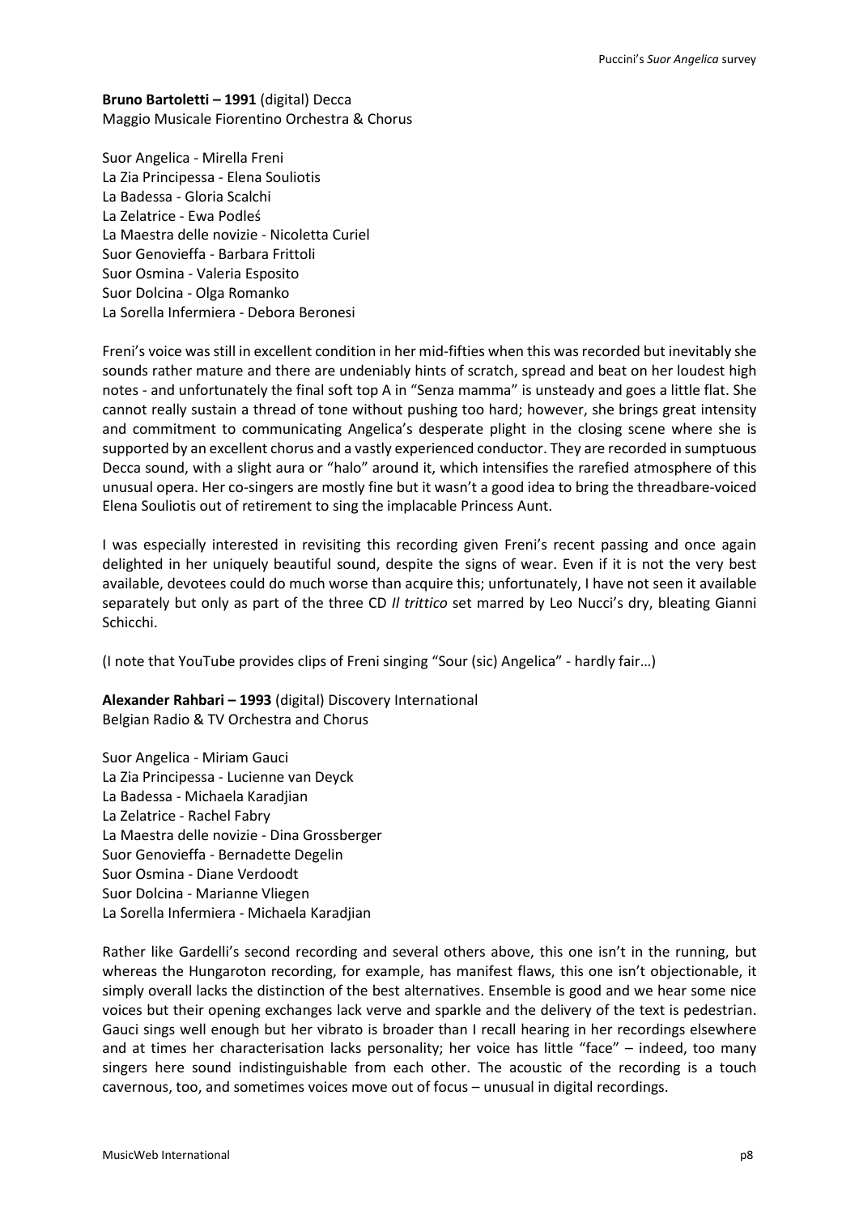**Bruno Bartoletti – 1991** (digital) Decca
Maggio Musicale Fiorentino Orchestra & Chorus

Suor Angelica - Mirella Freni
La Zia Principessa - Elena Souliotis
La Badessa - Gloria Scalchi
La Zelatrice - Ewa Podleś
La Maestra delle novizie - Nicoletta Curiel
Suor Genovieffa - Barbara Frittoli
Suor Osmina - Valeria Esposito
Suor Dolcina - Olga Romanko
La Sorella Infermiera - Debora Beronesi

Freni's voice was still in excellent condition in her mid-fifties when this was recorded but inevitably she sounds rather mature and there are undeniably hints of scratch, spread and beat on her loudest high notes - and unfortunately the final soft top A in "Senza mamma" is unsteady and goes a little flat. She cannot really sustain a thread of tone without pushing too hard; however, she brings great intensity and commitment to communicating Angelica's desperate plight in the closing scene where she is supported by an excellent chorus and a vastly experienced conductor. They are recorded in sumptuous Decca sound, with a slight aura or "halo" around it, which intensifies the rarefied atmosphere of this unusual opera. Her co-singers are mostly fine but it wasn't a good idea to bring the threadbare-voiced Elena Souliotis out of retirement to sing the implacable Princess Aunt.

I was especially interested in revisiting this recording given Freni's recent passing and once again delighted in her uniquely beautiful sound, despite the signs of wear. Even if it is not the very best available, devotees could do much worse than acquire this; unfortunately, I have not seen it available separately but only as part of the three CD *Il trittico* set marred by Leo Nucci's dry, bleating Gianni Schicchi.

(I note that YouTube provides clips of Freni singing "Sour (sic) Angelica" - hardly fair…)

**Alexander Rahbari – 1993** (digital) Discovery International
Belgian Radio & TV Orchestra and Chorus

Suor Angelica - Miriam Gauci
La Zia Principessa - Lucienne van Deyck
La Badessa - Michaela Karadjian
La Zelatrice - Rachel Fabry
La Maestra delle novizie - Dina Grossberger
Suor Genovieffa - Bernadette Degelin
Suor Osmina - Diane Verdoodt
Suor Dolcina - Marianne Vliegen
La Sorella Infermiera - Michaela Karadjian

Rather like Gardelli's second recording and several others above, this one isn't in the running, but whereas the Hungaroton recording, for example, has manifest flaws, this one isn't objectionable, it simply overall lacks the distinction of the best alternatives. Ensemble is good and we hear some nice voices but their opening exchanges lack verve and sparkle and the delivery of the text is pedestrian. Gauci sings well enough but her vibrato is broader than I recall hearing in her recordings elsewhere and at times her characterisation lacks personality; her voice has little "face" – indeed, too many singers here sound indistinguishable from each other. The acoustic of the recording is a touch cavernous, too, and sometimes voices move out of focus – unusual in digital recordings.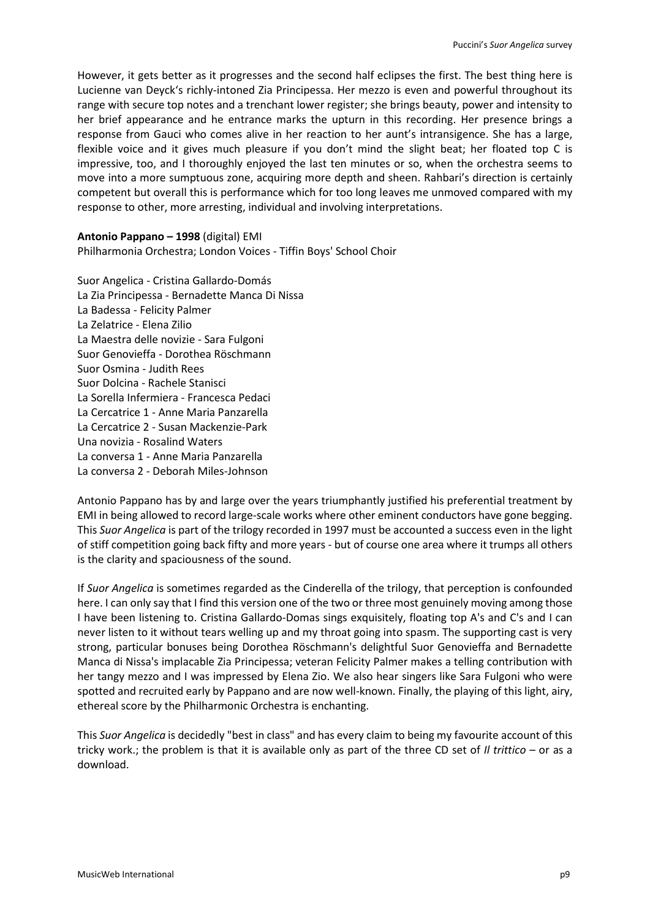However, it gets better as it progresses and the second half eclipses the first. The best thing here is Lucienne van Deyck's richly-intoned Zia Principessa. Her mezzo is even and powerful throughout its range with secure top notes and a trenchant lower register; she brings beauty, power and intensity to her brief appearance and he entrance marks the upturn in this recording. Her presence brings a response from Gauci who comes alive in her reaction to her aunt's intransigence. She has a large, flexible voice and it gives much pleasure if you don't mind the slight beat; her floated top C is impressive, too, and I thoroughly enjoyed the last ten minutes or so, when the orchestra seems to move into a more sumptuous zone, acquiring more depth and sheen. Rahbari's direction is certainly competent but overall this is performance which for too long leaves me unmoved compared with my response to other, more arresting, individual and involving interpretations.

**Antonio Pappano – 1998** (digital) EMI
Philharmonia Orchestra; London Voices - Tiffin Boys' School Choir

Suor Angelica - Cristina Gallardo-Domás
La Zia Principessa - Bernadette Manca Di Nissa
La Badessa - Felicity Palmer
La Zelatrice - Elena Zilio
La Maestra delle novizie - Sara Fulgoni
Suor Genovieffa - Dorothea Röschmann
Suor Osmina - Judith Rees
Suor Dolcina - Rachele Stanisci
La Sorella Infermiera - Francesca Pedaci
La Cercatrice 1 - Anne Maria Panzarella
La Cercatrice 2 - Susan Mackenzie-Park
Una novizia - Rosalind Waters
La conversa 1 - Anne Maria Panzarella
La conversa 2 - Deborah Miles-Johnson

Antonio Pappano has by and large over the years triumphantly justified his preferential treatment by EMI in being allowed to record large-scale works where other eminent conductors have gone begging. This *Suor Angelica* is part of the trilogy recorded in 1997 must be accounted a success even in the light of stiff competition going back fifty and more years - but of course one area where it trumps all others is the clarity and spaciousness of the sound.

If *Suor Angelica* is sometimes regarded as the Cinderella of the trilogy, that perception is confounded here. I can only say that I find this version one of the two or three most genuinely moving among those I have been listening to. Cristina Gallardo-Domas sings exquisitely, floating top A's and C's and I can never listen to it without tears welling up and my throat going into spasm. The supporting cast is very strong, particular bonuses being Dorothea Röschmann's delightful Suor Genovieffa and Bernadette Manca di Nissa's implacable Zia Principessa; veteran Felicity Palmer makes a telling contribution with her tangy mezzo and I was impressed by Elena Zio. We also hear singers like Sara Fulgoni who were spotted and recruited early by Pappano and are now well-known. Finally, the playing of this light, airy, ethereal score by the Philharmonic Orchestra is enchanting.

This *Suor Angelica* is decidedly "best in class" and has every claim to being my favourite account of this tricky work.; the problem is that it is available only as part of the three CD set of *Il trittico* – or as a download.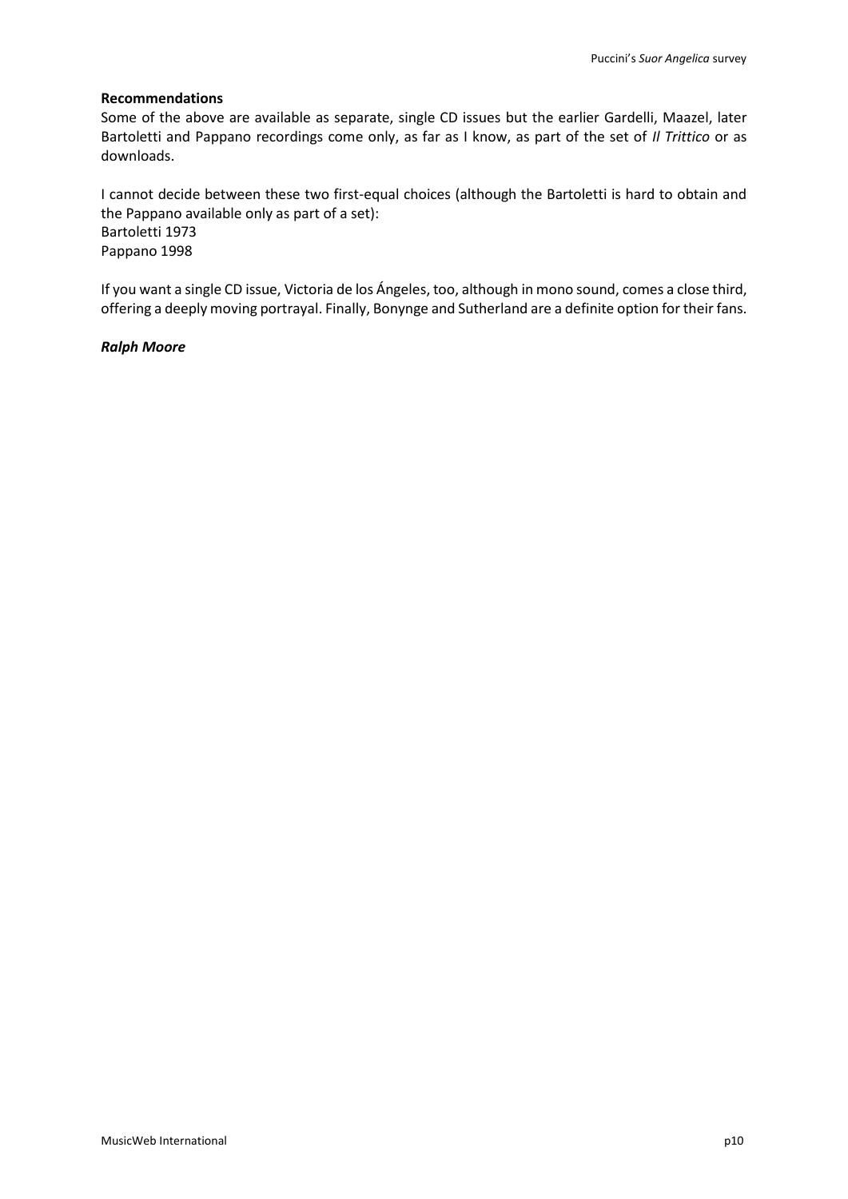**Recommendations**

Some of the above are available as separate, single CD issues but the earlier Gardelli, Maazel, later Bartoletti and Pappano recordings come only, as far as I know, as part of the set of *Il Trittico* or as downloads.

I cannot decide between these two first-equal choices (although the Bartoletti is hard to obtain and the Pappano available only as part of a set):
Bartoletti 1973
Pappano 1998

If you want a single CD issue, Victoria de los Ángeles, too, although in mono sound, comes a close third, offering a deeply moving portrayal. Finally, Bonynge and Sutherland are a definite option for their fans.

***Ralph Moore***